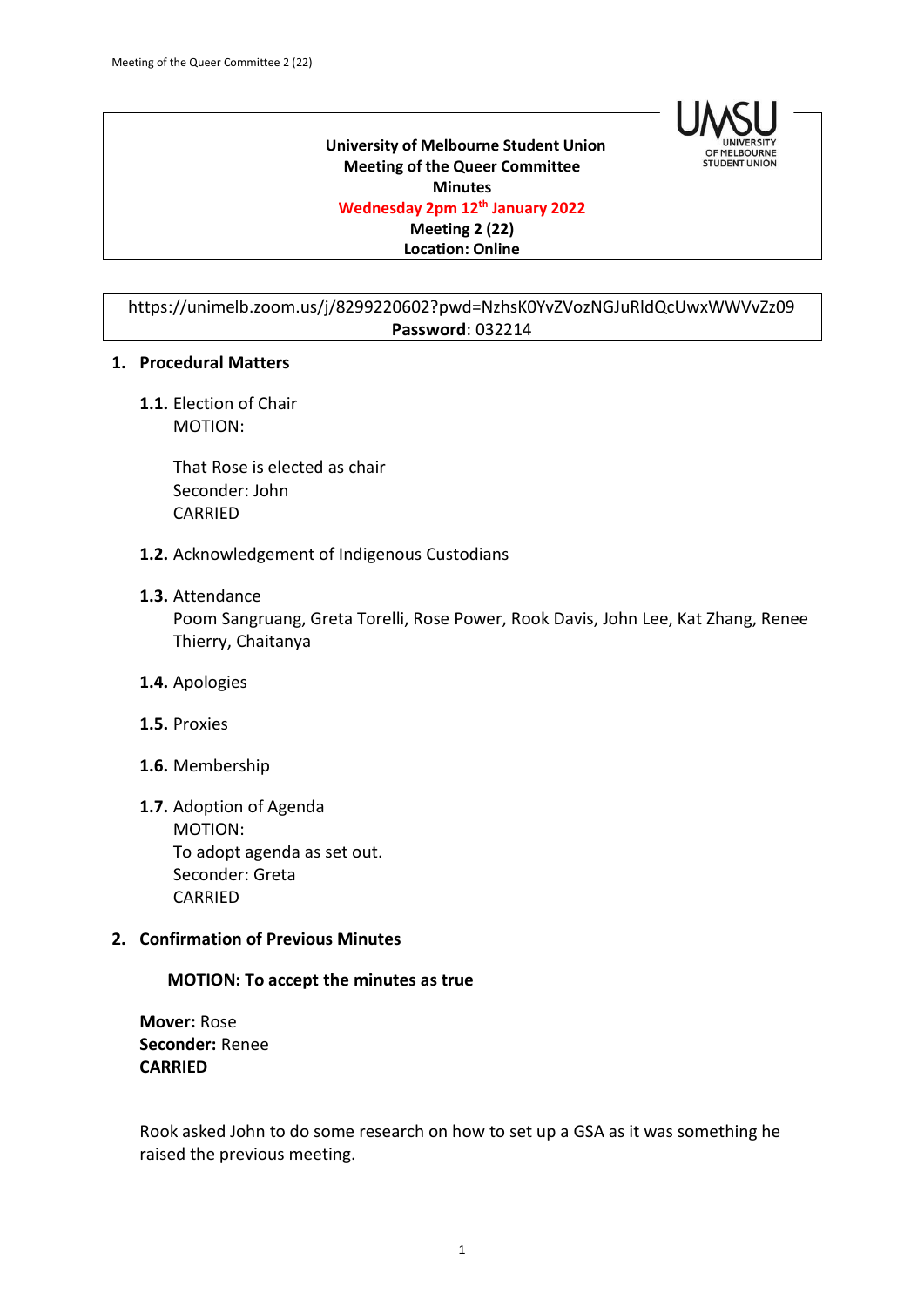**University of Melbourne Student Union**
**Meeting of the Queer Committee**
**Minutes**
**Wednesday 2pm 12th January 2022**
**Meeting 2 (22)**
**Location: Online**

https://unimelb.zoom.us/j/8299220602?pwd=NzhsK0YvZVozNGJuRldQcUwxWWVvZz09
**Password**: 032214

## 1. Procedural Matters

**1.1.** Election of Chair
MOTION:

That Rose is elected as chair
Seconder: John
CARRIED

**1.2.** Acknowledgement of Indigenous Custodians

**1.3.** Attendance
Poom Sangruang, Greta Torelli, Rose Power, Rook Davis, John Lee, Kat Zhang, Renee Thierry, Chaitanya

**1.4.** Apologies

**1.5.** Proxies

**1.6.** Membership

**1.7.** Adoption of Agenda
MOTION:
To adopt agenda as set out.
Seconder: Greta
CARRIED

## 2. Confirmation of Previous Minutes

**MOTION: To accept the minutes as true**

**Mover:** Rose
**Seconder:** Renee
**CARRIED**

Rook asked John to do some research on how to set up a GSA as it was something he raised the previous meeting.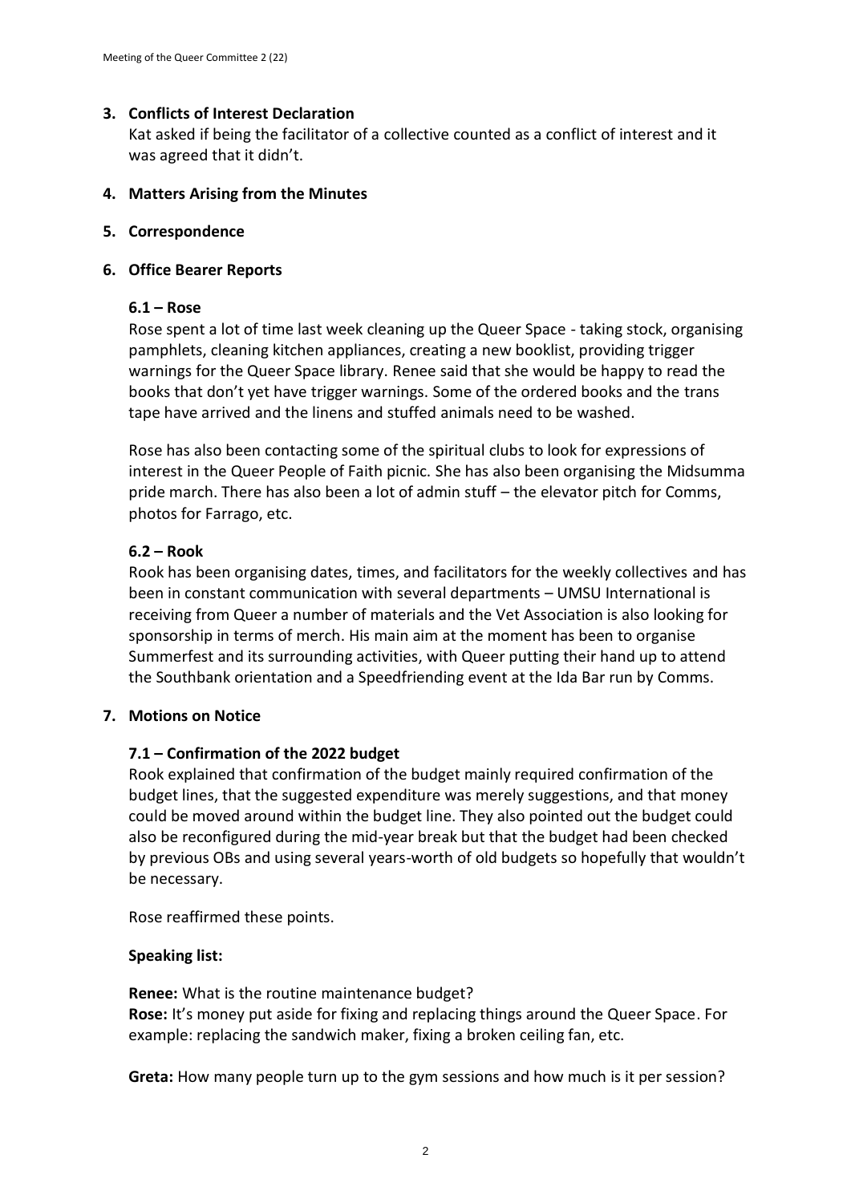## 3. Conflicts of Interest Declaration

Kat asked if being the facilitator of a collective counted as a conflict of interest and it was agreed that it didn't.

## 4. Matters Arising from the Minutes

## 5. Correspondence

## 6. Office Bearer Reports

### 6.1 – Rose

Rose spent a lot of time last week cleaning up the Queer Space - taking stock, organising pamphlets, cleaning kitchen appliances, creating a new booklist, providing trigger warnings for the Queer Space library. Renee said that she would be happy to read the books that don't yet have trigger warnings. Some of the ordered books and the trans tape have arrived and the linens and stuffed animals need to be washed.

Rose has also been contacting some of the spiritual clubs to look for expressions of interest in the Queer People of Faith picnic. She has also been organising the Midsumma pride march. There has also been a lot of admin stuff – the elevator pitch for Comms, photos for Farrago, etc.

### 6.2 – Rook

Rook has been organising dates, times, and facilitators for the weekly collectives and has been in constant communication with several departments – UMSU International is receiving from Queer a number of materials and the Vet Association is also looking for sponsorship in terms of merch. His main aim at the moment has been to organise Summerfest and its surrounding activities, with Queer putting their hand up to attend the Southbank orientation and a Speedfriending event at the Ida Bar run by Comms.

## 7. Motions on Notice

### 7.1 – Confirmation of the 2022 budget

Rook explained that confirmation of the budget mainly required confirmation of the budget lines, that the suggested expenditure was merely suggestions, and that money could be moved around within the budget line. They also pointed out the budget could also be reconfigured during the mid-year break but that the budget had been checked by previous OBs and using several years-worth of old budgets so hopefully that wouldn't be necessary.

Rose reaffirmed these points.

**Speaking list:**

**Renee:** What is the routine maintenance budget?
**Rose:** It's money put aside for fixing and replacing things around the Queer Space. For example: replacing the sandwich maker, fixing a broken ceiling fan, etc.

**Greta:** How many people turn up to the gym sessions and how much is it per session?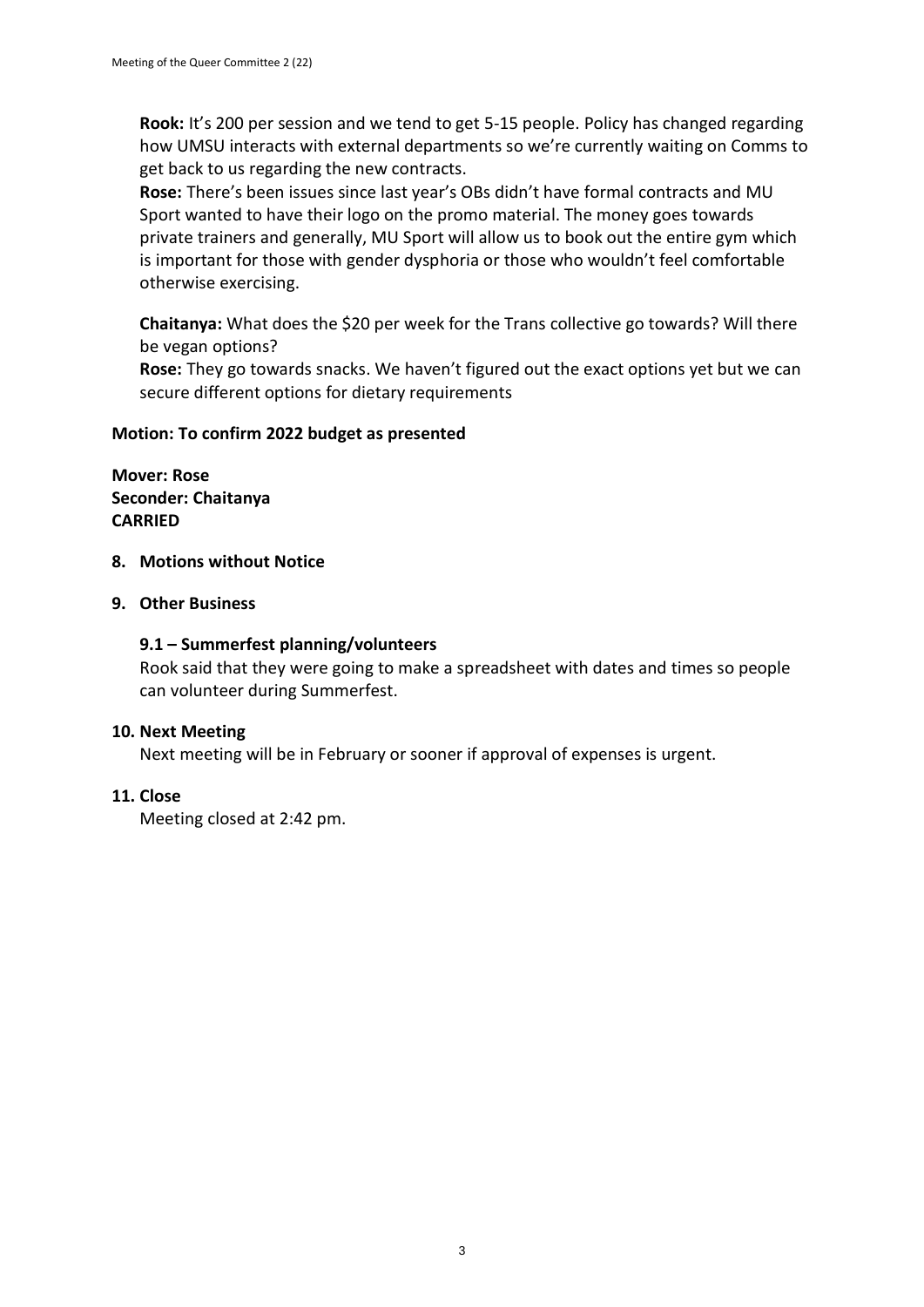**Rook:** It's 200 per session and we tend to get 5-15 people. Policy has changed regarding how UMSU interacts with external departments so we're currently waiting on Comms to get back to us regarding the new contracts.
**Rose:** There's been issues since last year's OBs didn't have formal contracts and MU Sport wanted to have their logo on the promo material. The money goes towards private trainers and generally, MU Sport will allow us to book out the entire gym which is important for those with gender dysphoria or those who wouldn't feel comfortable otherwise exercising.

**Chaitanya:** What does the $20 per week for the Trans collective go towards? Will there be vegan options?
**Rose:** They go towards snacks. We haven't figured out the exact options yet but we can secure different options for dietary requirements

**Motion: To confirm 2022 budget as presented**

**Mover: Rose**
**Seconder: Chaitanya**
**CARRIED**

## 8. Motions without Notice

## 9. Other Business

### 9.1 – Summerfest planning/volunteers

Rook said that they were going to make a spreadsheet with dates and times so people can volunteer during Summerfest.

## 10. Next Meeting

Next meeting will be in February or sooner if approval of expenses is urgent.

## 11. Close

Meeting closed at 2:42 pm.